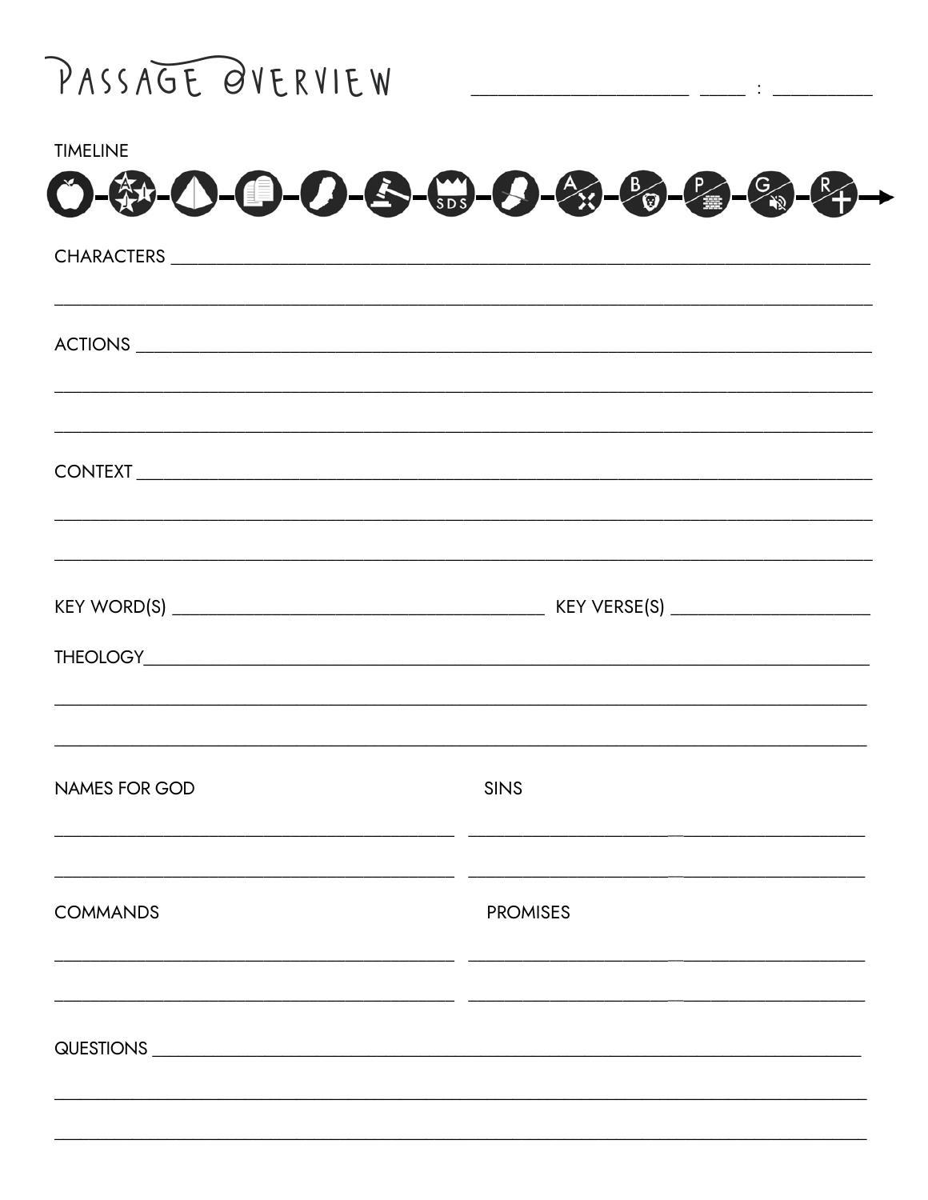# PASSAGE OVERVIEW

_____________________ ____ : _________

TIMELINE

CHARACTERS ____________________________________________________________

______________________________________________________________________

ACTIONS ______________________________________________________________

______________________________________________________________________

______________________________________________________________________

CONTEXT ______________________________________________________________

______________________________________________________________________

______________________________________________________________________

KEY WORD(S) ________________________________ KEY VERSE(S) ________________

THEOLOGY______________________________________________________________

______________________________________________________________________

______________________________________________________________________

NAMES FOR GOD

__________________________________

__________________________________

SINS

__________________________________

__________________________________

COMMANDS

__________________________________

__________________________________

PROMISES

__________________________________

__________________________________

QUESTIONS _____________________________________________________________

______________________________________________________________________

______________________________________________________________________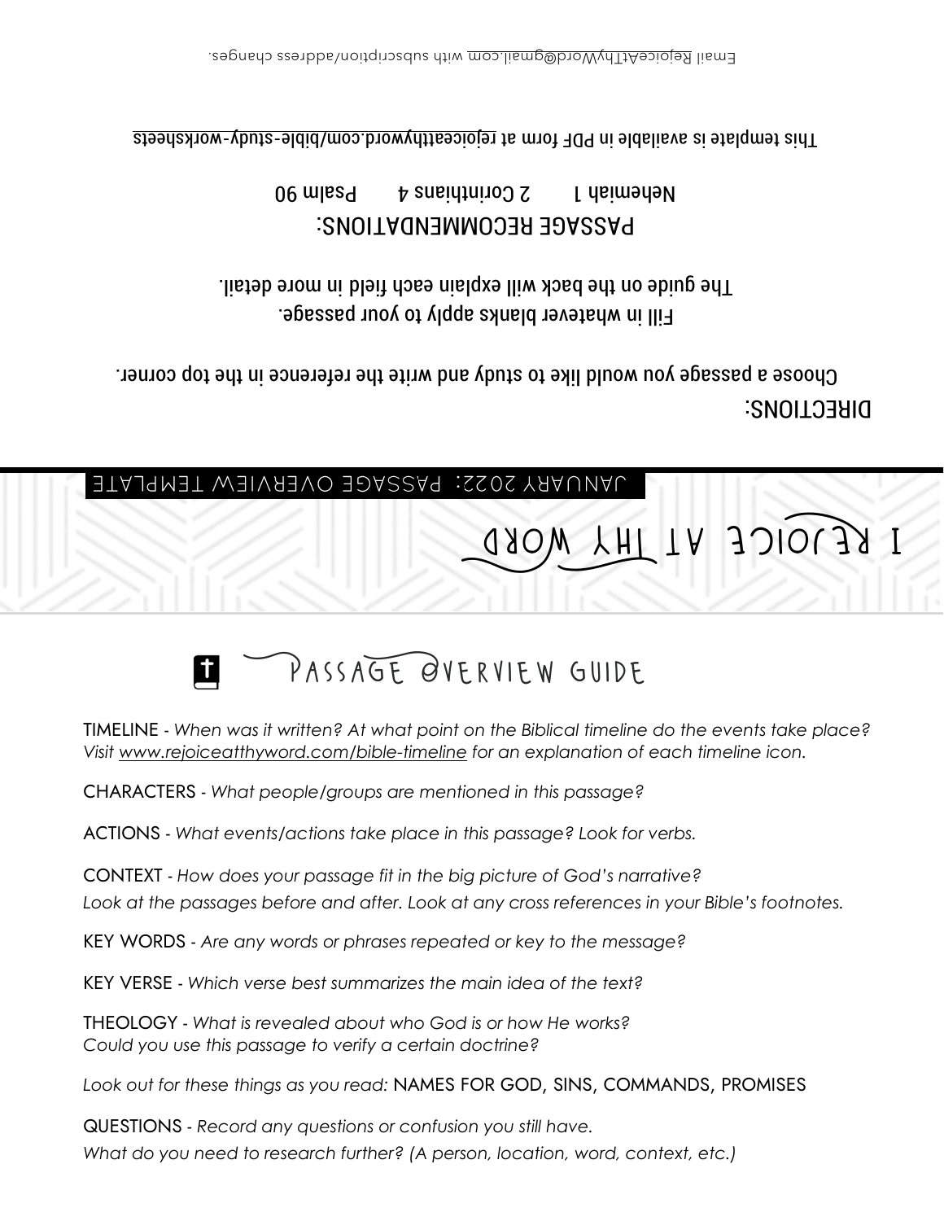# I REJOICE AT THY WORD

JANUARY 2022: PASSAGE OVERVIEW TEMPLATE

## DIRECTIONS:

Choose a passage you would like to study and write the reference in the top corner.

Fill in whatever blanks apply to your passage.
The guide on the back will explain each field in more detail.

## PASSAGE RECOMMENDATIONS:

Nehemiah 1  2 Corinthians 4  Psalm 90

This template is available in PDF form at rejoiceatthyword.com/bible-study-worksheets

Email RejoiceAtThyWord@gmail.com with subscription/address changes.

## PASSAGE OVERVIEW GUIDE

TIMELINE - *When was it written? At what point on the Biblical timeline do the events take place? Visit www.rejoiceatthyword.com/bible-timeline for an explanation of each timeline icon.*

CHARACTERS - *What people/groups are mentioned in this passage?*

ACTIONS - *What events/actions take place in this passage? Look for verbs.*

CONTEXT - *How does your passage fit in the big picture of God's narrative?*
*Look at the passages before and after. Look at any cross references in your Bible's footnotes.*

KEY WORDS - *Are any words or phrases repeated or key to the message?*

KEY VERSE - *Which verse best summarizes the main idea of the text?*

THEOLOGY - *What is revealed about who God is or how He works?*
*Could you use this passage to verify a certain doctrine?*

*Look out for these things as you read:* NAMES FOR GOD, SINS, COMMANDS, PROMISES

QUESTIONS - *Record any questions or confusion you still have.*
*What do you need to research further? (A person, location, word, context, etc.)*